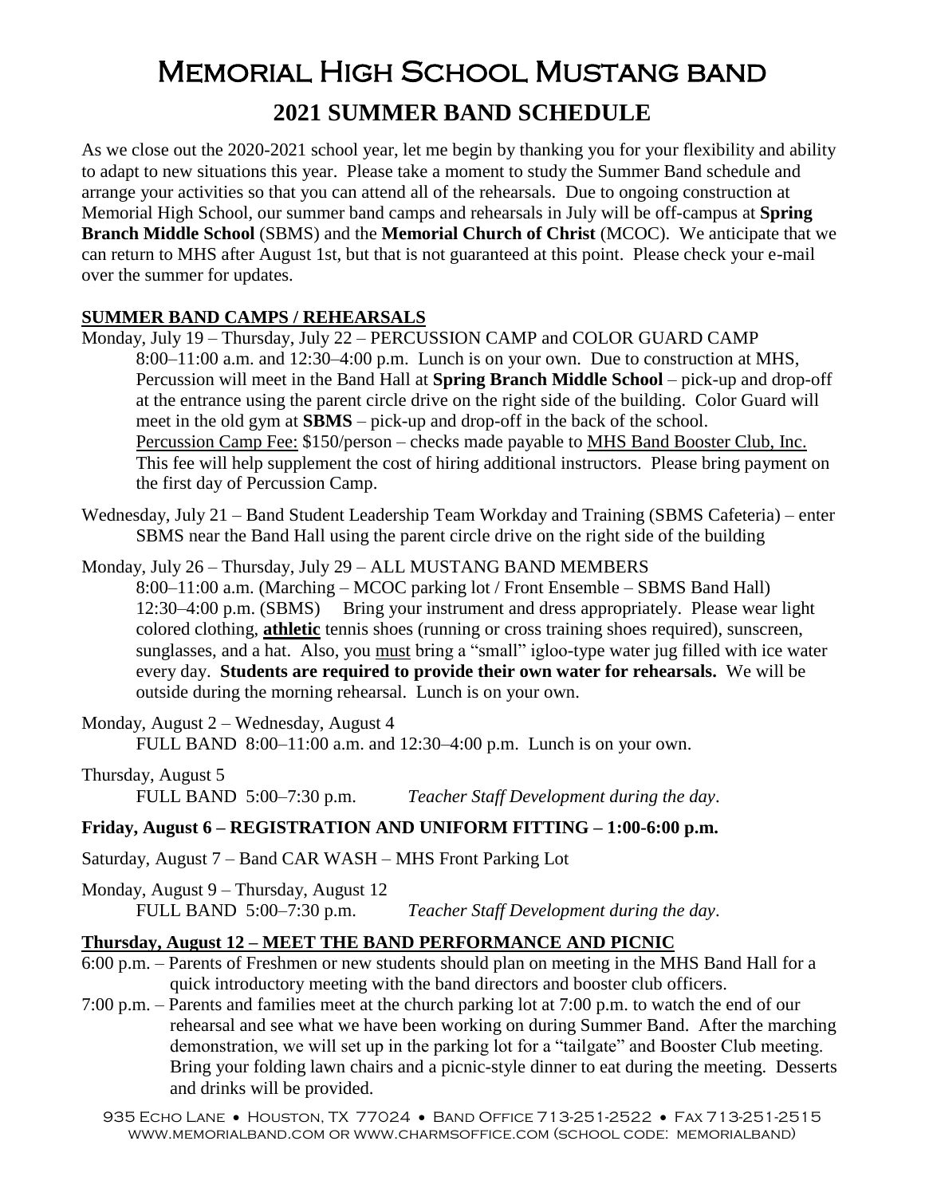# Memorial High School Mustang band

## 2021 SUMMER BAND SCHEDULE

As we close out the 2020-2021 school year, let me begin by thanking you for your flexibility and ability to adapt to new situations this year. Please take a moment to study the Summer Band schedule and arrange your activities so that you can attend all of the rehearsals. Due to ongoing construction at Memorial High School, our summer band camps and rehearsals in July will be off-campus at **Spring Branch Middle School** (SBMS) and the **Memorial Church of Christ** (MCOC). We anticipate that we can return to MHS after August 1st, but that is not guaranteed at this point. Please check your e-mail over the summer for updates.

### SUMMER BAND CAMPS / REHEARSALS

Monday, July 19 – Thursday, July 22 – PERCUSSION CAMP and COLOR GUARD CAMP
8:00–11:00 a.m. and 12:30–4:00 p.m. Lunch is on your own. Due to construction at MHS, Percussion will meet in the Band Hall at **Spring Branch Middle School** – pick-up and drop-off at the entrance using the parent circle drive on the right side of the building. Color Guard will meet in the old gym at **SBMS** – pick-up and drop-off in the back of the school.
Percussion Camp Fee: $150/person – checks made payable to MHS Band Booster Club, Inc. This fee will help supplement the cost of hiring additional instructors. Please bring payment on the first day of Percussion Camp.

Wednesday, July 21 – Band Student Leadership Team Workday and Training (SBMS Cafeteria) – enter SBMS near the Band Hall using the parent circle drive on the right side of the building

Monday, July 26 – Thursday, July 29 – ALL MUSTANG BAND MEMBERS
8:00–11:00 a.m. (Marching – MCOC parking lot / Front Ensemble – SBMS Band Hall)
12:30–4:00 p.m. (SBMS) Bring your instrument and dress appropriately. Please wear light colored clothing, **athletic** tennis shoes (running or cross training shoes required), sunscreen, sunglasses, and a hat. Also, you must bring a "small" igloo-type water jug filled with ice water every day. **Students are required to provide their own water for rehearsals.** We will be outside during the morning rehearsal. Lunch is on your own.

Monday, August 2 – Wednesday, August 4
FULL BAND 8:00–11:00 a.m. and 12:30–4:00 p.m. Lunch is on your own.

Thursday, August 5
FULL BAND 5:00–7:30 p.m. *Teacher Staff Development during the day*.

**Friday, August 6 – REGISTRATION AND UNIFORM FITTING – 1:00-6:00 p.m.**

Saturday, August 7 – Band CAR WASH – MHS Front Parking Lot

Monday, August 9 – Thursday, August 12
FULL BAND 5:00–7:30 p.m. *Teacher Staff Development during the day*.

### Thursday, August 12 – MEET THE BAND PERFORMANCE AND PICNIC

6:00 p.m. – Parents of Freshmen or new students should plan on meeting in the MHS Band Hall for a quick introductory meeting with the band directors and booster club officers.

7:00 p.m. – Parents and families meet at the church parking lot at 7:00 p.m. to watch the end of our rehearsal and see what we have been working on during Summer Band. After the marching demonstration, we will set up in the parking lot for a "tailgate" and Booster Club meeting. Bring your folding lawn chairs and a picnic-style dinner to eat during the meeting. Desserts and drinks will be provided.

935 Echo Lane • Houston, TX 77024 • Band Office 713-251-2522 • Fax 713-251-2515
www.memorialband.com or www.charmsoffice.com (school code: memorialband)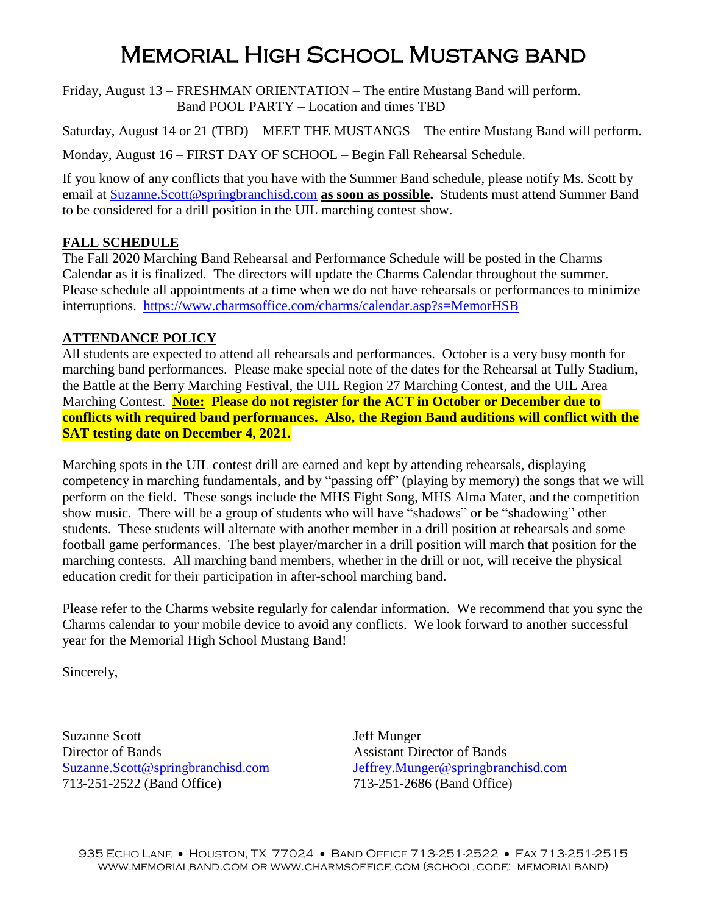# Memorial High School Mustang band

Friday, August 13 – FRESHMAN ORIENTATION – The entire Mustang Band will perform.
Band POOL PARTY – Location and times TBD

Saturday, August 14 or 21 (TBD) – MEET THE MUSTANGS – The entire Mustang Band will perform.

Monday, August 16 – FIRST DAY OF SCHOOL – Begin Fall Rehearsal Schedule.

If you know of any conflicts that you have with the Summer Band schedule, please notify Ms. Scott by email at Suzanne.Scott@springbranchisd.com **as soon as possible.** Students must attend Summer Band to be considered for a drill position in the UIL marching contest show.

**FALL SCHEDULE**

The Fall 2020 Marching Band Rehearsal and Performance Schedule will be posted in the Charms Calendar as it is finalized. The directors will update the Charms Calendar throughout the summer. Please schedule all appointments at a time when we do not have rehearsals or performances to minimize interruptions. https://www.charmsoffice.com/charms/calendar.asp?s=MemorHSB

**ATTENDANCE POLICY**

All students are expected to attend all rehearsals and performances. October is a very busy month for marching band performances. Please make special note of the dates for the Rehearsal at Tully Stadium, the Battle at the Berry Marching Festival, the UIL Region 27 Marching Contest, and the UIL Area Marching Contest. **Note: Please do not register for the ACT in October or December due to conflicts with required band performances. Also, the Region Band auditions will conflict with the SAT testing date on December 4, 2021.**

Marching spots in the UIL contest drill are earned and kept by attending rehearsals, displaying competency in marching fundamentals, and by "passing off" (playing by memory) the songs that we will perform on the field. These songs include the MHS Fight Song, MHS Alma Mater, and the competition show music. There will be a group of students who will have "shadows" or be "shadowing" other students. These students will alternate with another member in a drill position at rehearsals and some football game performances. The best player/marcher in a drill position will march that position for the marching contests. All marching band members, whether in the drill or not, will receive the physical education credit for their participation in after-school marching band.

Please refer to the Charms website regularly for calendar information. We recommend that you sync the Charms calendar to your mobile device to avoid any conflicts. We look forward to another successful year for the Memorial High School Mustang Band!

Sincerely,

Suzanne Scott
Director of Bands
Suzanne.Scott@springbranchisd.com
713-251-2522 (Band Office)

Jeff Munger
Assistant Director of Bands
Jeffrey.Munger@springbranchisd.com
713-251-2686 (Band Office)

935 Echo Lane • Houston, TX 77024 • Band Office 713-251-2522 • Fax 713-251-2515
www.memorialband.com or www.charmsoffice.com (school code: memorialband)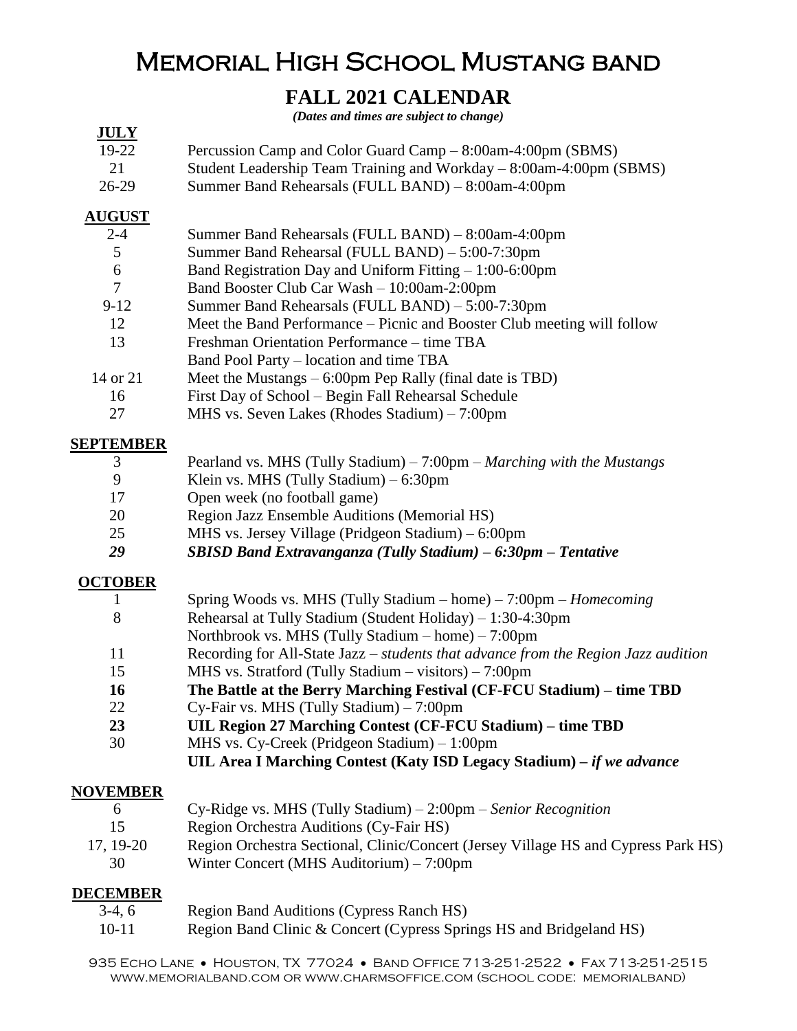# Memorial High School Mustang band

## FALL 2021 CALENDAR

***(Dates and times are subject to change)***

### JULY

| | |
|---|---|
| 19-22 | Percussion Camp and Color Guard Camp – 8:00am-4:00pm (SBMS) |
| 21 | Student Leadership Team Training and Workday – 8:00am-4:00pm (SBMS) |
| 26-29 | Summer Band Rehearsals (FULL BAND) – 8:00am-4:00pm |

### AUGUST

| | |
|---|---|
| 2-4 | Summer Band Rehearsals (FULL BAND) – 8:00am-4:00pm |
| 5 | Summer Band Rehearsal (FULL BAND) – 5:00-7:30pm |
| 6 | Band Registration Day and Uniform Fitting – 1:00-6:00pm |
| 7 | Band Booster Club Car Wash – 10:00am-2:00pm |
| 9-12 | Summer Band Rehearsals (FULL BAND) – 5:00-7:30pm |
| 12 | Meet the Band Performance – Picnic and Booster Club meeting will follow |
| 13 | Freshman Orientation Performance – time TBA |
| | Band Pool Party – location and time TBA |
| 14 or 21 | Meet the Mustangs – 6:00pm Pep Rally (final date is TBD) |
| 16 | First Day of School – Begin Fall Rehearsal Schedule |
| 27 | MHS vs. Seven Lakes (Rhodes Stadium) – 7:00pm |

### SEPTEMBER

| | |
|---|---|
| 3 | Pearland vs. MHS (Tully Stadium) – 7:00pm – *Marching with the Mustangs* |
| 9 | Klein vs. MHS (Tully Stadium) – 6:30pm |
| 17 | Open week (no football game) |
| 20 | Region Jazz Ensemble Auditions (Memorial HS) |
| 25 | MHS vs. Jersey Village (Pridgeon Stadium) – 6:00pm |
| ***29*** | ***SBISD Band Extravanganza (Tully Stadium) – 6:30pm – Tentative*** |

### OCTOBER

| | |
|---|---|
| 1 | Spring Woods vs. MHS (Tully Stadium – home) – 7:00pm – *Homecoming* |
| 8 | Rehearsal at Tully Stadium (Student Holiday) – 1:30-4:30pm |
| | Northbrook vs. MHS (Tully Stadium – home) – 7:00pm |
| 11 | Recording for All-State Jazz – *students that advance from the Region Jazz audition* |
| 15 | MHS vs. Stratford (Tully Stadium – visitors) – 7:00pm |
| **16** | **The Battle at the Berry Marching Festival (CF-FCU Stadium) – time TBD** |
| 22 | Cy-Fair vs. MHS (Tully Stadium) – 7:00pm |
| **23** | **UIL Region 27 Marching Contest (CF-FCU Stadium) – time TBD** |
| 30 | MHS vs. Cy-Creek (Pridgeon Stadium) – 1:00pm |
| | **UIL Area I Marching Contest (Katy ISD Legacy Stadium) – *if we advance*** |

### NOVEMBER

| | |
|---|---|
| 6 | Cy-Ridge vs. MHS (Tully Stadium) – 2:00pm – *Senior Recognition* |
| 15 | Region Orchestra Auditions (Cy-Fair HS) |
| 17, 19-20 | Region Orchestra Sectional, Clinic/Concert (Jersey Village HS and Cypress Park HS) |
| 30 | Winter Concert (MHS Auditorium) – 7:00pm |

### DECEMBER

| | |
|---|---|
| 3-4, 6 | Region Band Auditions (Cypress Ranch HS) |
| 10-11 | Region Band Clinic & Concert (Cypress Springs HS and Bridgeland HS) |

935 Echo Lane • Houston, TX 77024 • Band Office 713-251-2522 • Fax 713-251-2515
www.memorialband.com or www.charmsoffice.com (school code: memorialband)